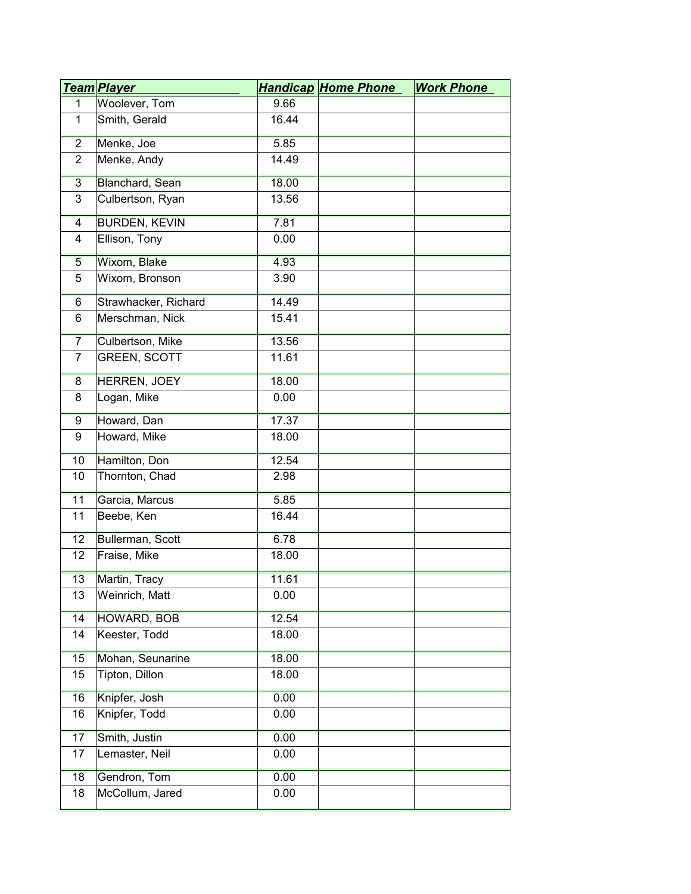| ***Team*** | ***Player*** | ***Handicap*** | ***Home Phone*** | ***Work Phone*** |
|---|---|---|---|---|
| 1 | Woolever, Tom | 9.66 | | |
| 1 | Smith, Gerald | 16.44 | | |
| 2 | Menke, Joe | 5.85 | | |
| 2 | Menke, Andy | 14.49 | | |
| 3 | Blanchard, Sean | 18.00 | | |
| 3 | Culbertson, Ryan | 13.56 | | |
| 4 | BURDEN, KEVIN | 7.81 | | |
| 4 | Ellison, Tony | 0.00 | | |
| 5 | Wixom, Blake | 4.93 | | |
| 5 | Wixom, Bronson | 3.90 | | |
| 6 | Strawhacker, Richard | 14.49 | | |
| 6 | Merschman, Nick | 15.41 | | |
| 7 | Culbertson, Mike | 13.56 | | |
| 7 | GREEN, SCOTT | 11.61 | | |
| 8 | HERREN, JOEY | 18.00 | | |
| 8 | Logan, Mike | 0.00 | | |
| 9 | Howard, Dan | 17.37 | | |
| 9 | Howard, Mike | 18.00 | | |
| 10 | Hamilton, Don | 12.54 | | |
| 10 | Thornton, Chad | 2.98 | | |
| 11 | Garcia, Marcus | 5.85 | | |
| 11 | Beebe, Ken | 16.44 | | |
| 12 | Bullerman, Scott | 6.78 | | |
| 12 | Fraise, Mike | 18.00 | | |
| 13 | Martin, Tracy | 11.61 | | |
| 13 | Weinrich, Matt | 0.00 | | |
| 14 | HOWARD, BOB | 12.54 | | |
| 14 | Keester, Todd | 18.00 | | |
| 15 | Mohan, Seunarine | 18.00 | | |
| 15 | Tipton, Dillon | 18.00 | | |
| 16 | Knipfer, Josh | 0.00 | | |
| 16 | Knipfer, Todd | 0.00 | | |
| 17 | Smith, Justin | 0.00 | | |
| 17 | Lemaster, Neil | 0.00 | | |
| 18 | Gendron, Tom | 0.00 | | |
| 18 | McCollum, Jared | 0.00 | | |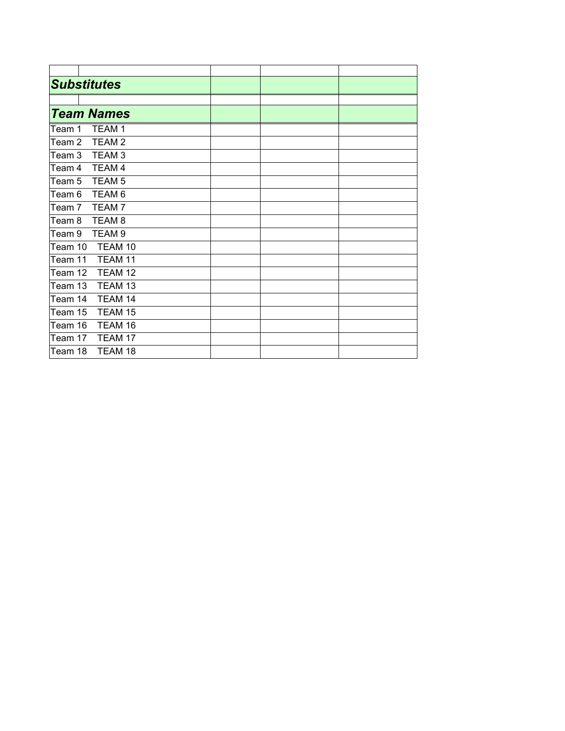| | | | | |
|---|---|---|---|---|
| | | | | |
| ***Substitutes*** | | | | |
| | | | | |
| ***Team Names*** | | | | |
| Team 1 | TEAM 1 | | | |
| Team 2 | TEAM 2 | | | |
| Team 3 | TEAM 3 | | | |
| Team 4 | TEAM 4 | | | |
| Team 5 | TEAM 5 | | | |
| Team 6 | TEAM 6 | | | |
| Team 7 | TEAM 7 | | | |
| Team 8 | TEAM 8 | | | |
| Team 9 | TEAM 9 | | | |
| Team 10 | TEAM 10 | | | |
| Team 11 | TEAM 11 | | | |
| Team 12 | TEAM 12 | | | |
| Team 13 | TEAM 13 | | | |
| Team 14 | TEAM 14 | | | |
| Team 15 | TEAM 15 | | | |
| Team 16 | TEAM 16 | | | |
| Team 17 | TEAM 17 | | | |
| Team 18 | TEAM 18 | | | |